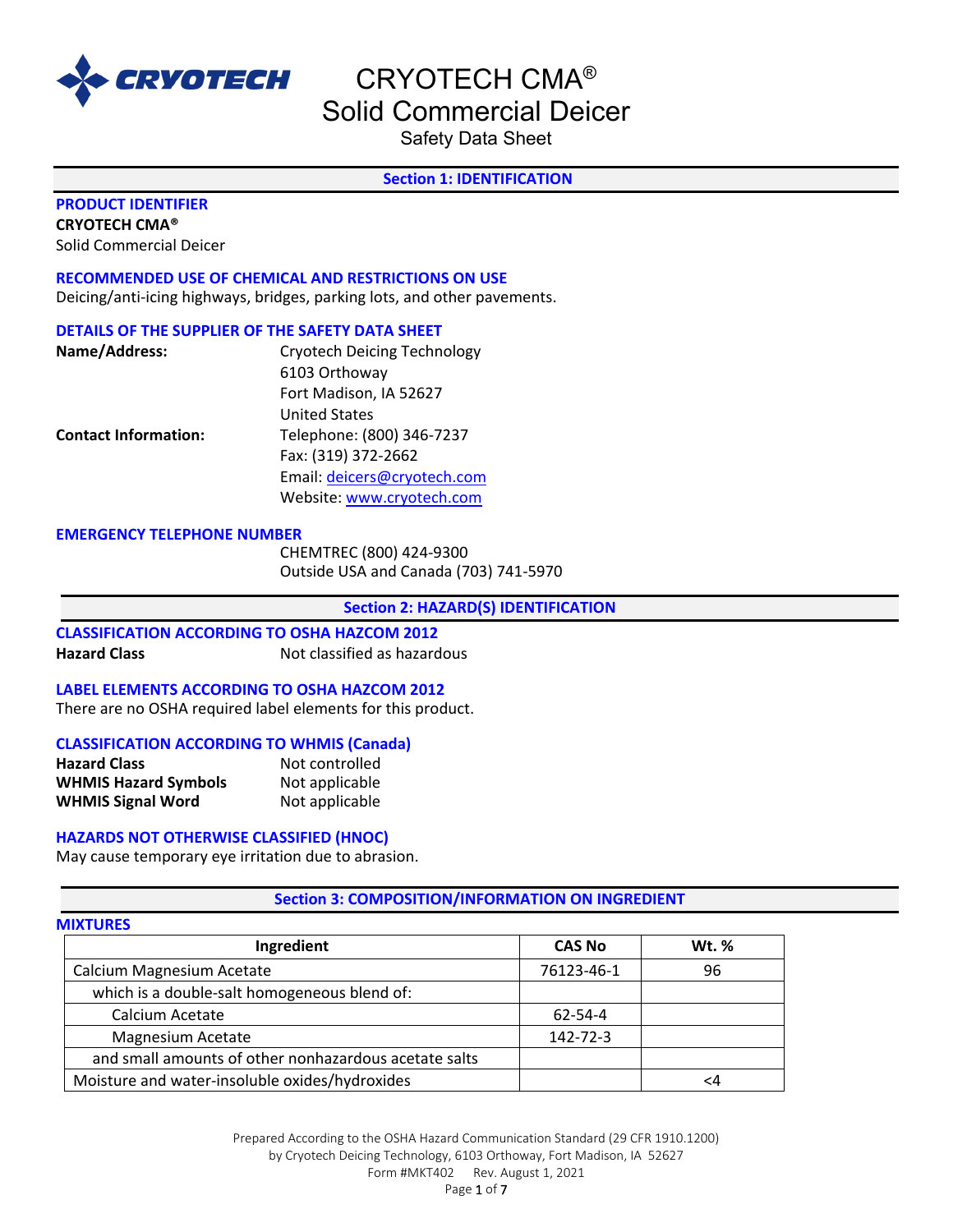# CRYOTECH CMA®
# Solid Commercial Deicer
Safety Data Sheet

## Section 1: IDENTIFICATION

### PRODUCT IDENTIFIER
**CRYOTECH CMA®**
Solid Commercial Deicer

### RECOMMENDED USE OF CHEMICAL AND RESTRICTIONS ON USE
Deicing/anti-icing highways, bridges, parking lots, and other pavements.

### DETAILS OF THE SUPPLIER OF THE SAFETY DATA SHEET
**Name/Address:** Cryotech Deicing Technology
6103 Orthoway
Fort Madison, IA 52627
United States

**Contact Information:** Telephone: (800) 346-7237
Fax: (319) 372-2662
Email: deicers@cryotech.com
Website: www.cryotech.com

### EMERGENCY TELEPHONE NUMBER
CHEMTREC (800) 424-9300
Outside USA and Canada (703) 741-5970

## Section 2: HAZARD(S) IDENTIFICATION

### CLASSIFICATION ACCORDING TO OSHA HAZCOM 2012
**Hazard Class** Not classified as hazardous

### LABEL ELEMENTS ACCORDING TO OSHA HAZCOM 2012
There are no OSHA required label elements for this product.

### CLASSIFICATION ACCORDING TO WHMIS (Canada)
**Hazard Class** Not controlled
**WHMIS Hazard Symbols** Not applicable
**WHMIS Signal Word** Not applicable

### HAZARDS NOT OTHERWISE CLASSIFIED (HNOC)
May cause temporary eye irritation due to abrasion.

## Section 3: COMPOSITION/INFORMATION ON INGREDIENT

### MIXTURES

| Ingredient | CAS No | Wt. % |
|---|---|---|
| Calcium Magnesium Acetate | 76123-46-1 | 96 |
| which is a double-salt homogeneous blend of: | | |
| Calcium Acetate | 62-54-4 | |
| Magnesium Acetate | 142-72-3 | |
| and small amounts of other nonhazardous acetate salts | | |
| Moisture and water-insoluble oxides/hydroxides | | <4 |

Prepared According to the OSHA Hazard Communication Standard (29 CFR 1910.1200)
by Cryotech Deicing Technology, 6103 Orthoway, Fort Madison, IA 52627
Form #MKT402 Rev. August 1, 2021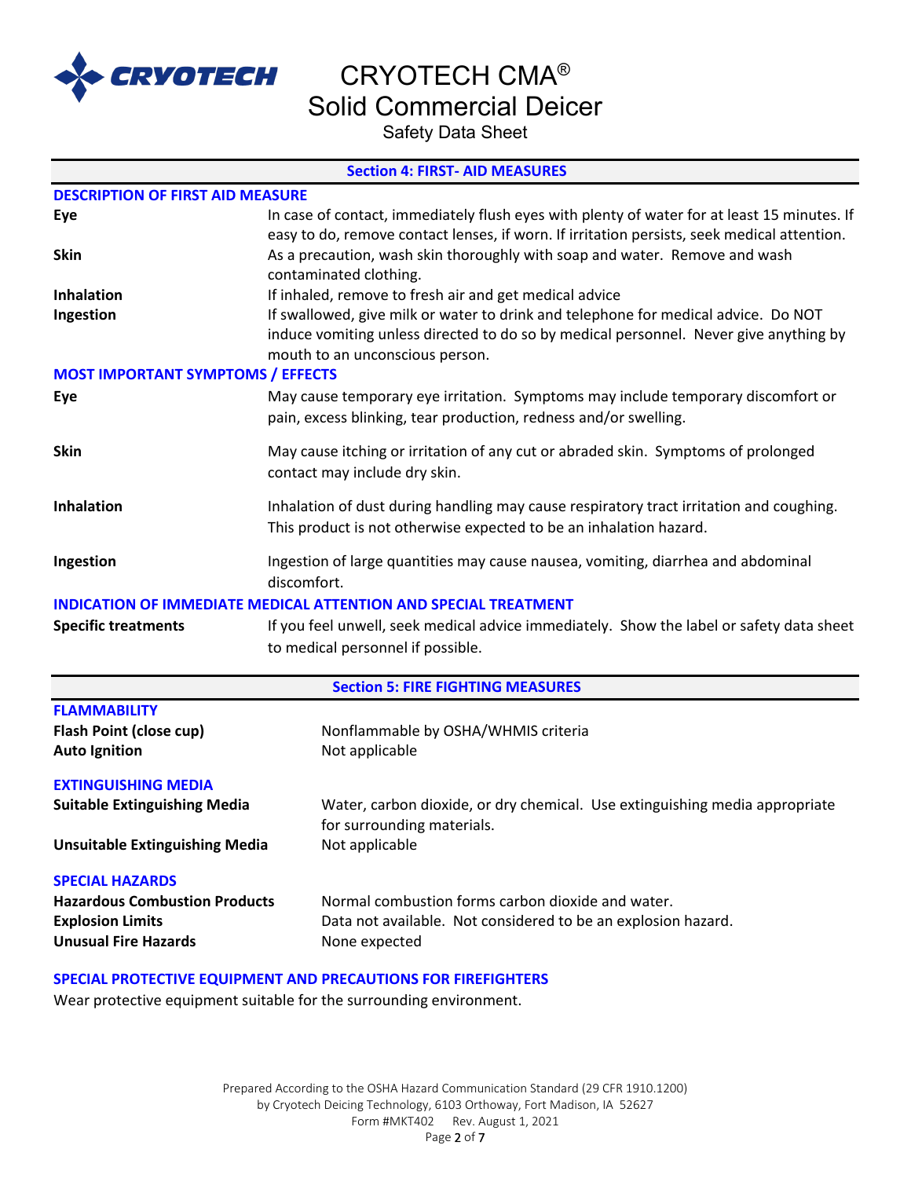## Section 4: FIRST- AID MEASURES

### DESCRIPTION OF FIRST AID MEASURE

| | |
|---|---|
| **Eye** | In case of contact, immediately flush eyes with plenty of water for at least 15 minutes. If easy to do, remove contact lenses, if worn. If irritation persists, seek medical attention. |
| **Skin** | As a precaution, wash skin thoroughly with soap and water. Remove and wash contaminated clothing. |
| **Inhalation** | If inhaled, remove to fresh air and get medical advice |
| **Ingestion** | If swallowed, give milk or water to drink and telephone for medical advice. Do NOT induce vomiting unless directed to do so by medical personnel. Never give anything by mouth to an unconscious person. |

### MOST IMPORTANT SYMPTOMS / EFFECTS

| | |
|---|---|
| **Eye** | May cause temporary eye irritation. Symptoms may include temporary discomfort or pain, excess blinking, tear production, redness and/or swelling. |
| **Skin** | May cause itching or irritation of any cut or abraded skin. Symptoms of prolonged contact may include dry skin. |
| **Inhalation** | Inhalation of dust during handling may cause respiratory tract irritation and coughing. This product is not otherwise expected to be an inhalation hazard. |
| **Ingestion** | Ingestion of large quantities may cause nausea, vomiting, diarrhea and abdominal discomfort. |

### INDICATION OF IMMEDIATE MEDICAL ATTENTION AND SPECIAL TREATMENT

| | |
|---|---|
| **Specific treatments** | If you feel unwell, seek medical advice immediately. Show the label or safety data sheet to medical personnel if possible. |

## Section 5: FIRE FIGHTING MEASURES

### FLAMMABILITY

| | |
|---|---|
| **Flash Point (close cup)** | Nonflammable by OSHA/WHMIS criteria |
| **Auto Ignition** | Not applicable |

### EXTINGUISHING MEDIA

| | |
|---|---|
| **Suitable Extinguishing Media** | Water, carbon dioxide, or dry chemical. Use extinguishing media appropriate for surrounding materials. |
| **Unsuitable Extinguishing Media** | Not applicable |

### SPECIAL HAZARDS

| | |
|---|---|
| **Hazardous Combustion Products** | Normal combustion forms carbon dioxide and water. |
| **Explosion Limits** | Data not available. Not considered to be an explosion hazard. |
| **Unusual Fire Hazards** | None expected |

### SPECIAL PROTECTIVE EQUIPMENT AND PRECAUTIONS FOR FIREFIGHTERS

Wear protective equipment suitable for the surrounding environment.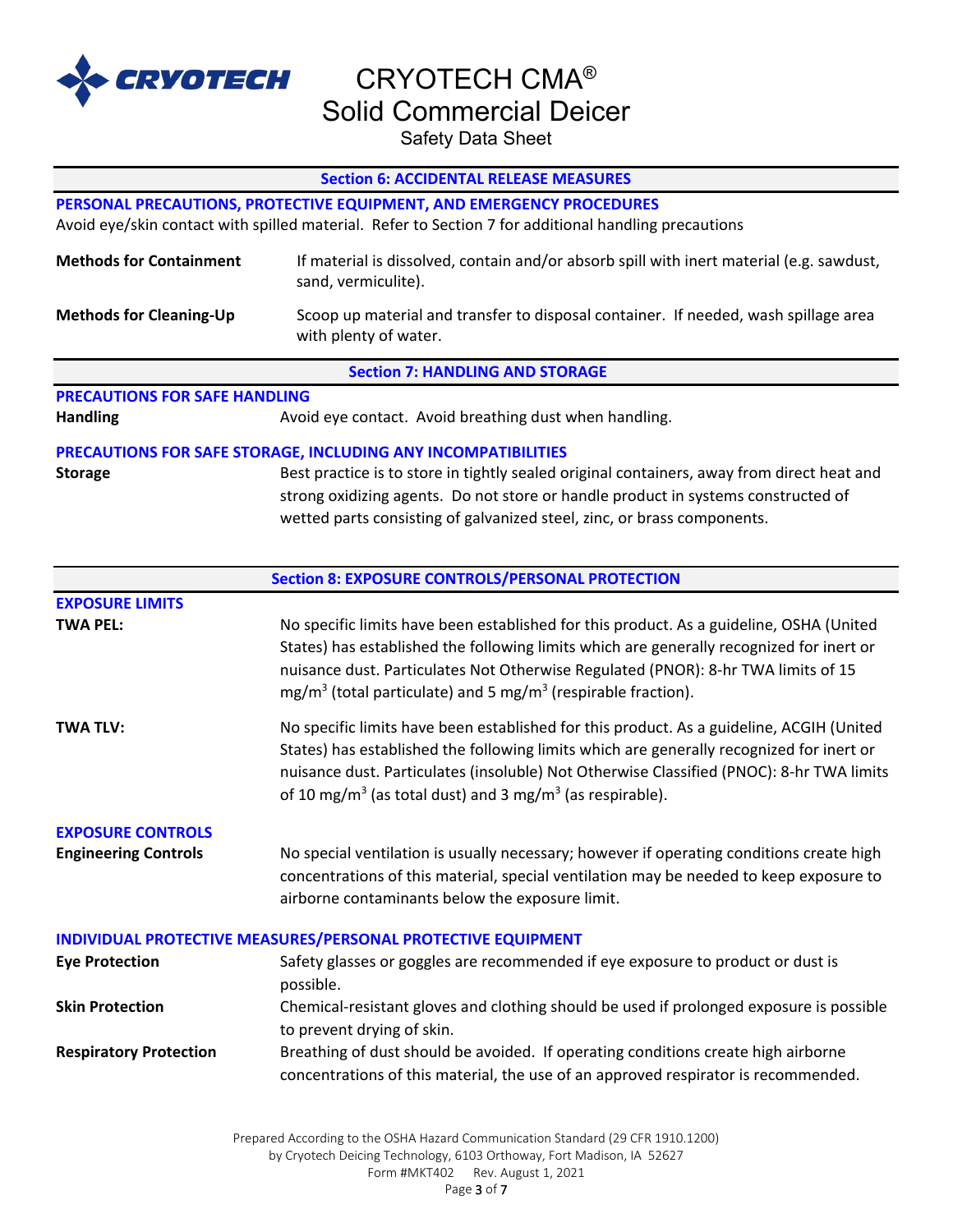## Section 6: ACCIDENTAL RELEASE MEASURES

### PERSONAL PRECAUTIONS, PROTECTIVE EQUIPMENT, AND EMERGENCY PROCEDURES

Avoid eye/skin contact with spilled material. Refer to Section 7 for additional handling precautions

**Methods for Containment** If material is dissolved, contain and/or absorb spill with inert material (e.g. sawdust, sand, vermiculite).

**Methods for Cleaning-Up** Scoop up material and transfer to disposal container. If needed, wash spillage area with plenty of water.

## Section 7: HANDLING AND STORAGE

### PRECAUTIONS FOR SAFE HANDLING

**Handling** Avoid eye contact. Avoid breathing dust when handling.

### PRECAUTIONS FOR SAFE STORAGE, INCLUDING ANY INCOMPATIBILITIES

**Storage** Best practice is to store in tightly sealed original containers, away from direct heat and strong oxidizing agents. Do not store or handle product in systems constructed of wetted parts consisting of galvanized steel, zinc, or brass components.

## Section 8: EXPOSURE CONTROLS/PERSONAL PROTECTION

### EXPOSURE LIMITS

**TWA PEL:** No specific limits have been established for this product. As a guideline, OSHA (United States) has established the following limits which are generally recognized for inert or nuisance dust. Particulates Not Otherwise Regulated (PNOR): 8-hr TWA limits of 15 mg/m$^3$ (total particulate) and 5 mg/m$^3$ (respirable fraction).

**TWA TLV:** No specific limits have been established for this product. As a guideline, ACGIH (United States) has established the following limits which are generally recognized for inert or nuisance dust. Particulates (insoluble) Not Otherwise Classified (PNOC): 8-hr TWA limits of 10 mg/m$^3$ (as total dust) and 3 mg/m$^3$ (as respirable).

### EXPOSURE CONTROLS

**Engineering Controls** No special ventilation is usually necessary; however if operating conditions create high concentrations of this material, special ventilation may be needed to keep exposure to airborne contaminants below the exposure limit.

### INDIVIDUAL PROTECTIVE MEASURES/PERSONAL PROTECTIVE EQUIPMENT

**Eye Protection** Safety glasses or goggles are recommended if eye exposure to product or dust is possible.

**Skin Protection** Chemical-resistant gloves and clothing should be used if prolonged exposure is possible to prevent drying of skin.

**Respiratory Protection** Breathing of dust should be avoided. If operating conditions create high airborne concentrations of this material, the use of an approved respirator is recommended.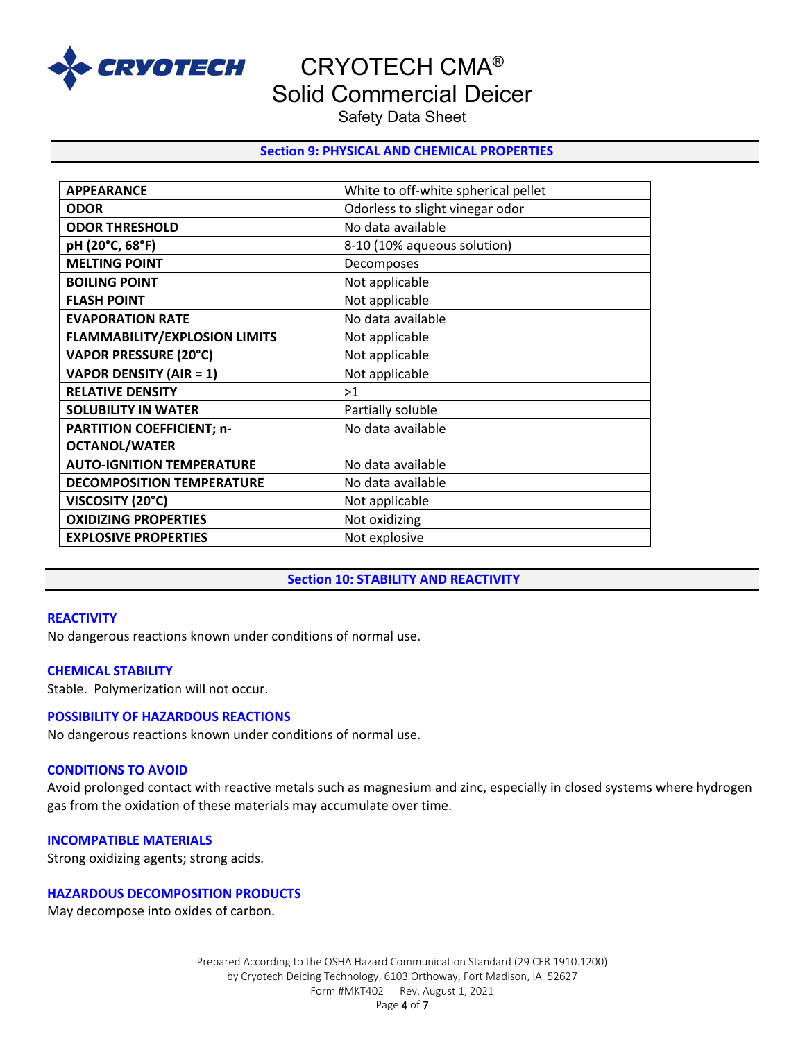## Section 9: PHYSICAL AND CHEMICAL PROPERTIES

| | |
|---|---|
| **APPEARANCE** | White to off-white spherical pellet |
| **ODOR** | Odorless to slight vinegar odor |
| **ODOR THRESHOLD** | No data available |
| **pH (20°C, 68°F)** | 8-10 (10% aqueous solution) |
| **MELTING POINT** | Decomposes |
| **BOILING POINT** | Not applicable |
| **FLASH POINT** | Not applicable |
| **EVAPORATION RATE** | No data available |
| **FLAMMABILITY/EXPLOSION LIMITS** | Not applicable |
| **VAPOR PRESSURE (20°C)** | Not applicable |
| **VAPOR DENSITY (AIR = 1)** | Not applicable |
| **RELATIVE DENSITY** | >1 |
| **SOLUBILITY IN WATER** | Partially soluble |
| **PARTITION COEFFICIENT; n-OCTANOL/WATER** | No data available |
| **AUTO-IGNITION TEMPERATURE** | No data available |
| **DECOMPOSITION TEMPERATURE** | No data available |
| **VISCOSITY (20°C)** | Not applicable |
| **OXIDIZING PROPERTIES** | Not oxidizing |
| **EXPLOSIVE PROPERTIES** | Not explosive |

## Section 10: STABILITY AND REACTIVITY

### REACTIVITY
No dangerous reactions known under conditions of normal use.

### CHEMICAL STABILITY
Stable. Polymerization will not occur.

### POSSIBILITY OF HAZARDOUS REACTIONS
No dangerous reactions known under conditions of normal use.

### CONDITIONS TO AVOID
Avoid prolonged contact with reactive metals such as magnesium and zinc, especially in closed systems where hydrogen gas from the oxidation of these materials may accumulate over time.

### INCOMPATIBLE MATERIALS
Strong oxidizing agents; strong acids.

### HAZARDOUS DECOMPOSITION PRODUCTS
May decompose into oxides of carbon.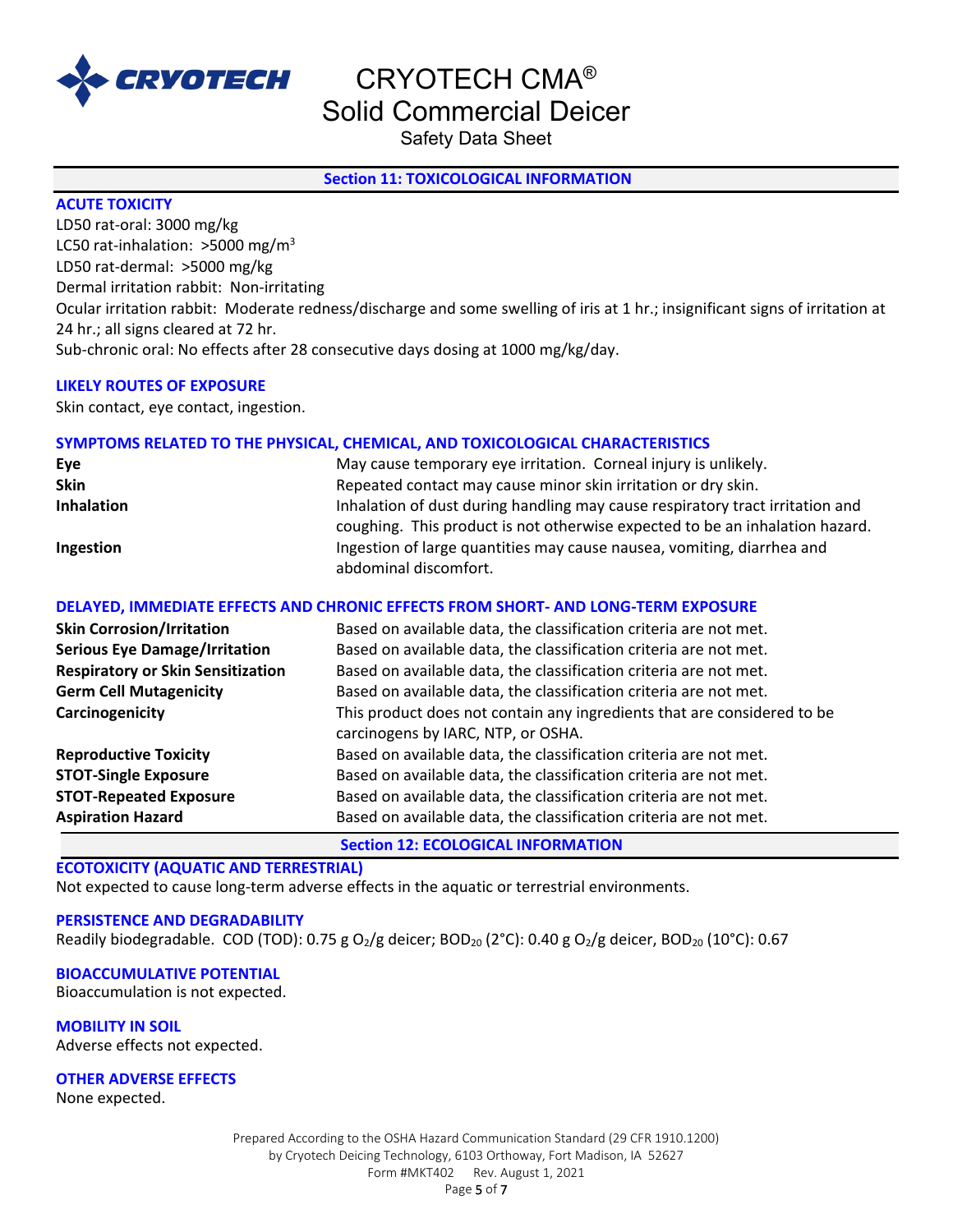## Section 11: TOXICOLOGICAL INFORMATION

### ACUTE TOXICITY

LD50 rat-oral: 3000 mg/kg
LC50 rat-inhalation: >5000 mg/$m^3$
LD50 rat-dermal: >5000 mg/kg
Dermal irritation rabbit: Non-irritating
Ocular irritation rabbit: Moderate redness/discharge and some swelling of iris at 1 hr.; insignificant signs of irritation at 24 hr.; all signs cleared at 72 hr.
Sub-chronic oral: No effects after 28 consecutive days dosing at 1000 mg/kg/day.

### LIKELY ROUTES OF EXPOSURE

Skin contact, eye contact, ingestion.

### SYMPTOMS RELATED TO THE PHYSICAL, CHEMICAL, AND TOXICOLOGICAL CHARACTERISTICS

| | |
|---|---|
| **Eye** | May cause temporary eye irritation. Corneal injury is unlikely. |
| **Skin** | Repeated contact may cause minor skin irritation or dry skin. |
| **Inhalation** | Inhalation of dust during handling may cause respiratory tract irritation and coughing. This product is not otherwise expected to be an inhalation hazard. |
| **Ingestion** | Ingestion of large quantities may cause nausea, vomiting, diarrhea and abdominal discomfort. |

### DELAYED, IMMEDIATE EFFECTS AND CHRONIC EFFECTS FROM SHORT- AND LONG-TERM EXPOSURE

| | |
|---|---|
| **Skin Corrosion/Irritation** | Based on available data, the classification criteria are not met. |
| **Serious Eye Damage/Irritation** | Based on available data, the classification criteria are not met. |
| **Respiratory or Skin Sensitization** | Based on available data, the classification criteria are not met. |
| **Germ Cell Mutagenicity** | Based on available data, the classification criteria are not met. |
| **Carcinogenicity** | This product does not contain any ingredients that are considered to be carcinogens by IARC, NTP, or OSHA. |
| **Reproductive Toxicity** | Based on available data, the classification criteria are not met. |
| **STOT-Single Exposure** | Based on available data, the classification criteria are not met. |
| **STOT-Repeated Exposure** | Based on available data, the classification criteria are not met. |
| **Aspiration Hazard** | Based on available data, the classification criteria are not met. |

## Section 12: ECOLOGICAL INFORMATION

### ECOTOXICITY (AQUATIC AND TERRESTRIAL)

Not expected to cause long-term adverse effects in the aquatic or terrestrial environments.

### PERSISTENCE AND DEGRADABILITY

Readily biodegradable. COD (TOD): 0.75 g $O_2$/g deicer; $BOD_{20}$ (2°C): 0.40 g $O_2$/g deicer, $BOD_{20}$ (10°C): 0.67

### BIOACCUMULATIVE POTENTIAL

Bioaccumulation is not expected.

### MOBILITY IN SOIL

Adverse effects not expected.

### OTHER ADVERSE EFFECTS

None expected.

Prepared According to the OSHA Hazard Communication Standard (29 CFR 1910.1200)
by Cryotech Deicing Technology, 6103 Orthoway, Fort Madison, IA 52627
Form #MKT402 Rev. August 1, 2021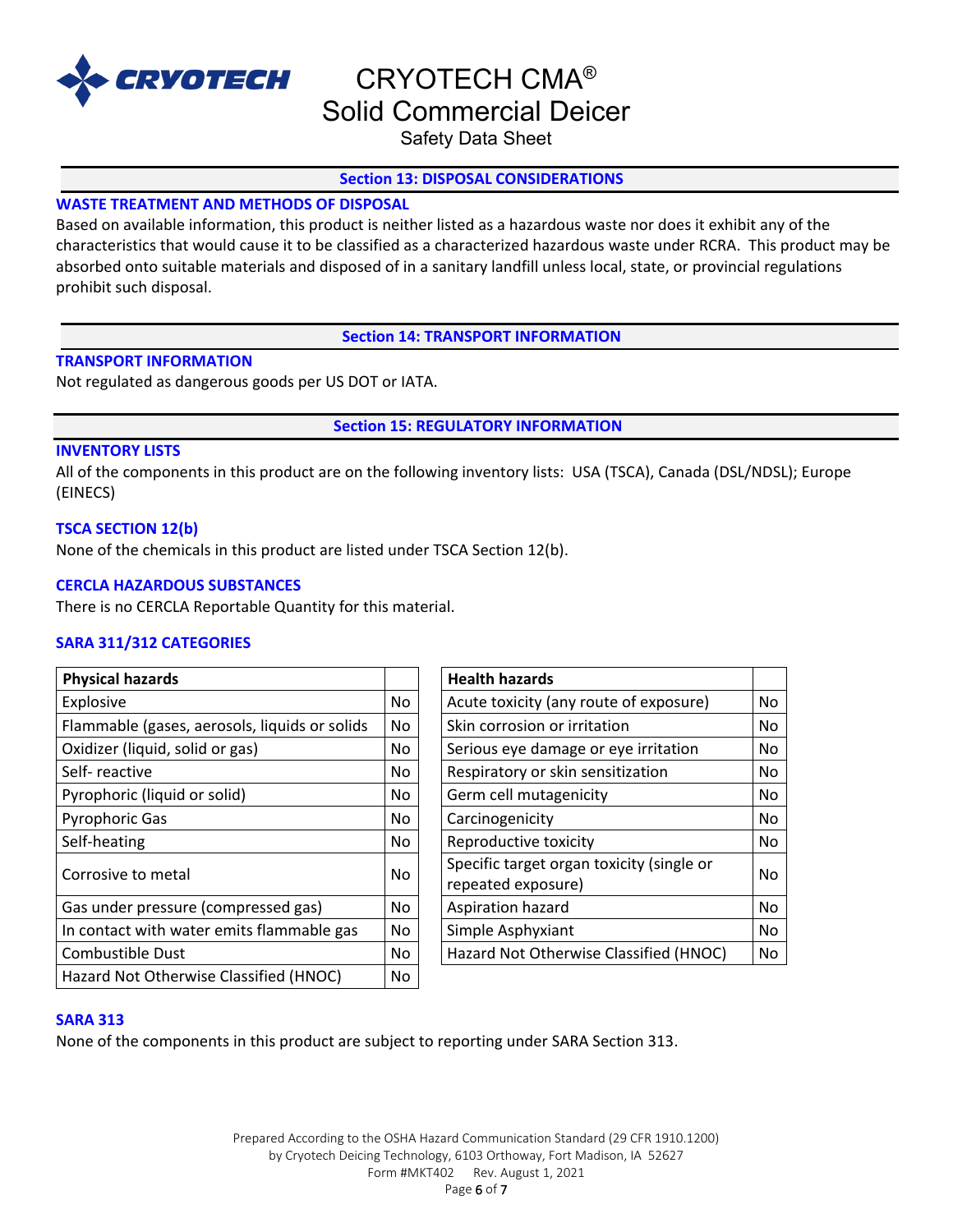## Section 13: DISPOSAL CONSIDERATIONS

### WASTE TREATMENT AND METHODS OF DISPOSAL

Based on available information, this product is neither listed as a hazardous waste nor does it exhibit any of the characteristics that would cause it to be classified as a characterized hazardous waste under RCRA. This product may be absorbed onto suitable materials and disposed of in a sanitary landfill unless local, state, or provincial regulations prohibit such disposal.

## Section 14: TRANSPORT INFORMATION

### TRANSPORT INFORMATION

Not regulated as dangerous goods per US DOT or IATA.

## Section 15: REGULATORY INFORMATION

### INVENTORY LISTS

All of the components in this product are on the following inventory lists: USA (TSCA), Canada (DSL/NDSL); Europe (EINECS)

### TSCA SECTION 12(b)

None of the chemicals in this product are listed under TSCA Section 12(b).

### CERCLA HAZARDOUS SUBSTANCES

There is no CERCLA Reportable Quantity for this material.

### SARA 311/312 CATEGORIES

| Physical hazards | |
|---|---|
| Explosive | No |
| Flammable (gases, aerosols, liquids or solids | No |
| Oxidizer (liquid, solid or gas) | No |
| Self- reactive | No |
| Pyrophoric (liquid or solid) | No |
| Pyrophoric Gas | No |
| Self-heating | No |
| Corrosive to metal | No |
| Gas under pressure (compressed gas) | No |
| In contact with water emits flammable gas | No |
| Combustible Dust | No |
| Hazard Not Otherwise Classified (HNOC) | No |

| Health hazards | |
|---|---|
| Acute toxicity (any route of exposure) | No |
| Skin corrosion or irritation | No |
| Serious eye damage or eye irritation | No |
| Respiratory or skin sensitization | No |
| Germ cell mutagenicity | No |
| Carcinogenicity | No |
| Reproductive toxicity | No |
| Specific target organ toxicity (single or repeated exposure) | No |
| Aspiration hazard | No |
| Simple Asphyxiant | No |
| Hazard Not Otherwise Classified (HNOC) | No |

### SARA 313

None of the components in this product are subject to reporting under SARA Section 313.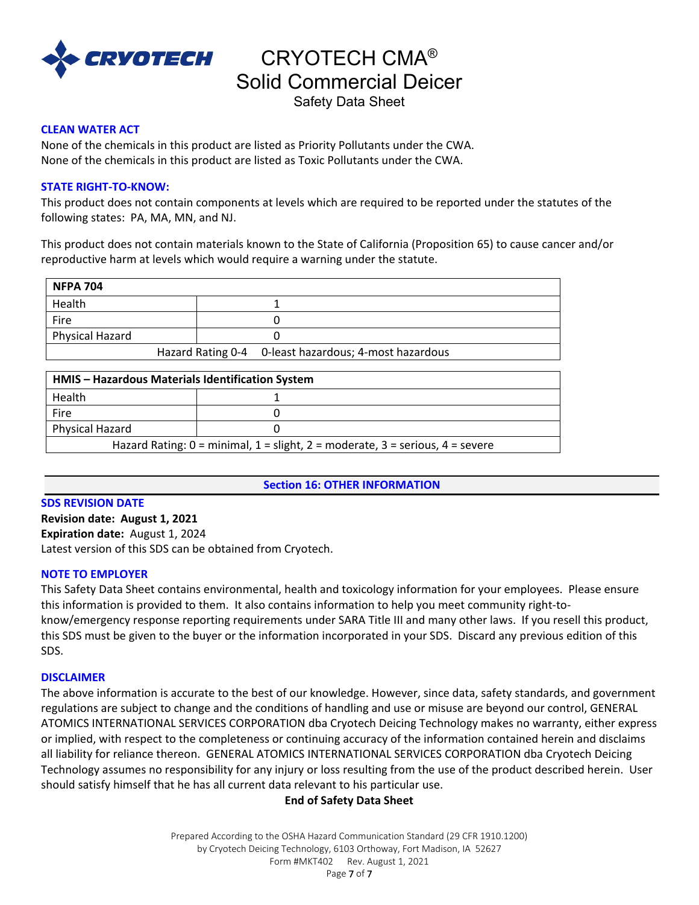### CLEAN WATER ACT

None of the chemicals in this product are listed as Priority Pollutants under the CWA.
None of the chemicals in this product are listed as Toxic Pollutants under the CWA.

### STATE RIGHT-TO-KNOW:

This product does not contain components at levels which are required to be reported under the statutes of the following states: PA, MA, MN, and NJ.

This product does not contain materials known to the State of California (Proposition 65) to cause cancer and/or reproductive harm at levels which would require a warning under the statute.

| **NFPA 704** | |
|---|---|
| Health | 1 |
| Fire | 0 |
| Physical Hazard | 0 |
| Hazard Rating 0-4 | 0-least hazardous; 4-most hazardous |

| **HMIS – Hazardous Materials Identification System** | |
|---|---|
| Health | 1 |
| Fire | 0 |
| Physical Hazard | 0 |
| Hazard Rating: 0 = minimal, 1 = slight, 2 = moderate, 3 = serious, 4 = severe | |

## Section 16: OTHER INFORMATION

### SDS REVISION DATE

**Revision date: August 1, 2021**
**Expiration date:** August 1, 2024
Latest version of this SDS can be obtained from Cryotech.

### NOTE TO EMPLOYER

This Safety Data Sheet contains environmental, health and toxicology information for your employees. Please ensure this information is provided to them. It also contains information to help you meet community right-to-know/emergency response reporting requirements under SARA Title III and many other laws. If you resell this product, this SDS must be given to the buyer or the information incorporated in your SDS. Discard any previous edition of this SDS.

### DISCLAIMER

The above information is accurate to the best of our knowledge. However, since data, safety standards, and government regulations are subject to change and the conditions of handling and use or misuse are beyond our control, GENERAL ATOMICS INTERNATIONAL SERVICES CORPORATION dba Cryotech Deicing Technology makes no warranty, either express or implied, with respect to the completeness or continuing accuracy of the information contained herein and disclaims all liability for reliance thereon. GENERAL ATOMICS INTERNATIONAL SERVICES CORPORATION dba Cryotech Deicing Technology assumes no responsibility for any injury or loss resulting from the use of the product described herein. User should satisfy himself that he has all current data relevant to his particular use.

**End of Safety Data Sheet**